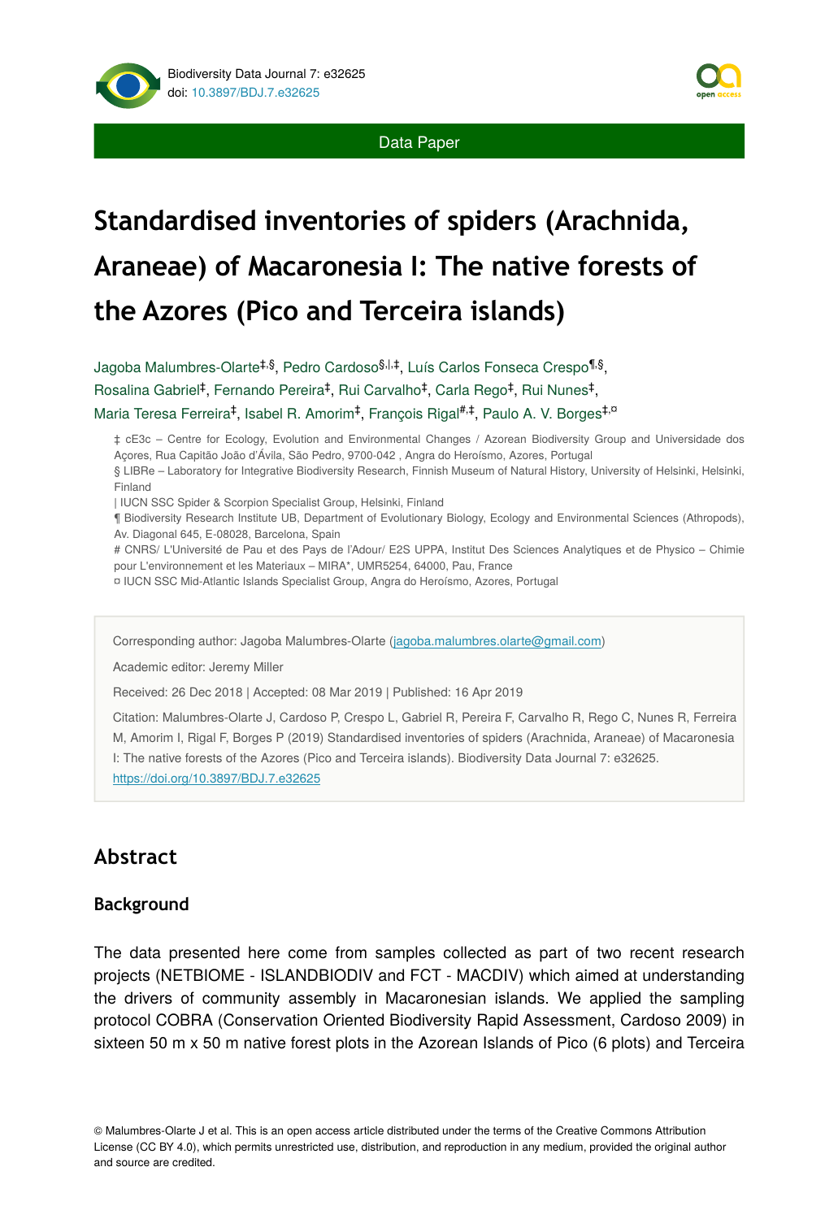Data Paper

# Standardised inventories of spiders (Arachnida, Araneae) of Macaronesia I: The native forests of the Azores (Pico and Terceira islands)

Jagoba Malumbres-Olarte[‡,§], Pedro Cardoso[§,|,‡], Luís Carlos Fonseca Crespo[¶,§], Rosalina Gabriel[‡], Fernando Pereira[‡], Rui Carvalho[‡], Carla Rego[‡], Rui Nunes[‡], Maria Teresa Ferreira[‡], Isabel R. Amorim[‡], François Rigal[#,‡], Paulo A. V. Borges[‡,¤]

‡ cE3c – Centre for Ecology, Evolution and Environmental Changes / Azorean Biodiversity Group and Universidade dos Açores, Rua Capitão João d'Ávila, São Pedro, 9700-042 , Angra do Heroísmo, Azores, Portugal

§ LIBRe – Laboratory for Integrative Biodiversity Research, Finnish Museum of Natural History, University of Helsinki, Helsinki, Finland

| IUCN SSC Spider & Scorpion Specialist Group, Helsinki, Finland

¶ Biodiversity Research Institute UB, Department of Evolutionary Biology, Ecology and Environmental Sciences (Athropods), Av. Diagonal 645, E-08028, Barcelona, Spain

# CNRS/ L'Université de Pau et des Pays de l'Adour/ E2S UPPA, Institut Des Sciences Analytiques et de Physico – Chimie pour L'environnement et les Materiaux – MIRA*, UMR5254, 64000, Pau, France

¤ IUCN SSC Mid-Atlantic Islands Specialist Group, Angra do Heroísmo, Azores, Portugal

Corresponding author: Jagoba Malumbres-Olarte (jagoba.malumbres.olarte@gmail.com)

Academic editor: Jeremy Miller

Received: 26 Dec 2018 | Accepted: 08 Mar 2019 | Published: 16 Apr 2019

Citation: Malumbres-Olarte J, Cardoso P, Crespo L, Gabriel R, Pereira F, Carvalho R, Rego C, Nunes R, Ferreira M, Amorim I, Rigal F, Borges P (2019) Standardised inventories of spiders (Arachnida, Araneae) of Macaronesia I: The native forests of the Azores (Pico and Terceira islands). Biodiversity Data Journal 7: e32625. https://doi.org/10.3897/BDJ.7.e32625

## Abstract

### Background

The data presented here come from samples collected as part of two recent research projects (NETBIOME - ISLANDBIODIV and FCT - MACDIV) which aimed at understanding the drivers of community assembly in Macaronesian islands. We applied the sampling protocol COBRA (Conservation Oriented Biodiversity Rapid Assessment, Cardoso 2009) in sixteen 50 m x 50 m native forest plots in the Azorean Islands of Pico (6 plots) and Terceira

© Malumbres-Olarte J et al. This is an open access article distributed under the terms of the Creative Commons Attribution License (CC BY 4.0), which permits unrestricted use, distribution, and reproduction in any medium, provided the original author and source are credited.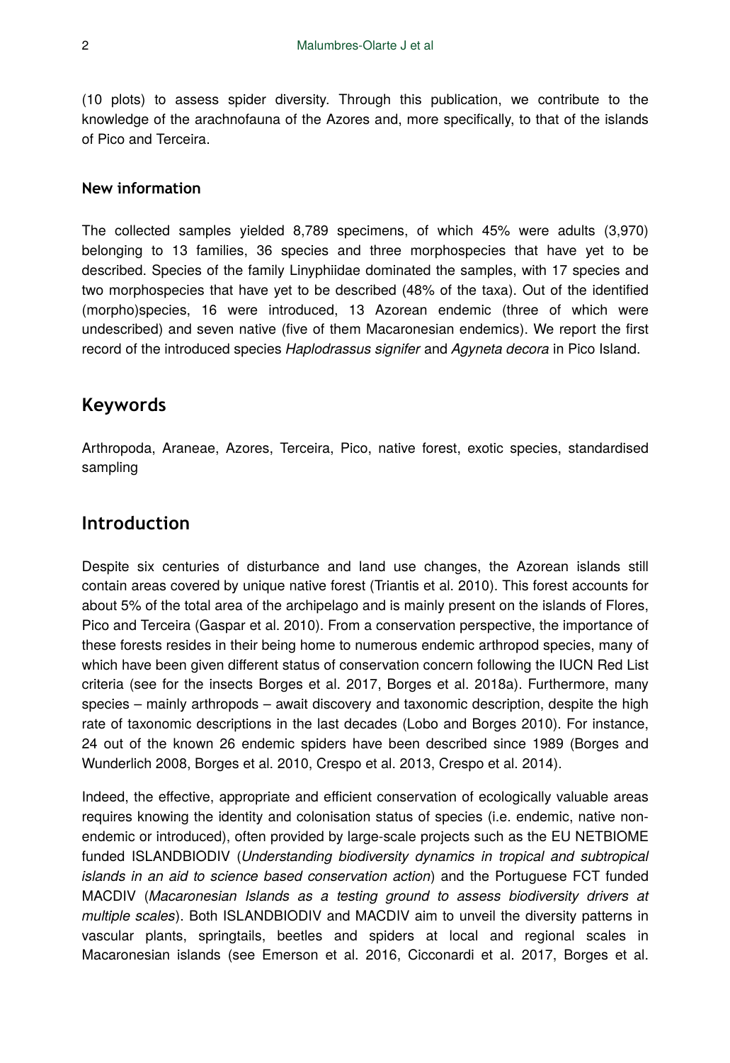(10 plots) to assess spider diversity. Through this publication, we contribute to the knowledge of the arachnofauna of the Azores and, more specifically, to that of the islands of Pico and Terceira.

### New information

The collected samples yielded 8,789 specimens, of which 45% were adults (3,970) belonging to 13 families, 36 species and three morphospecies that have yet to be described. Species of the family Linyphiidae dominated the samples, with 17 species and two morphospecies that have yet to be described (48% of the taxa). Out of the identified (morpho)species, 16 were introduced, 13 Azorean endemic (three of which were undescribed) and seven native (five of them Macaronesian endemics). We report the first record of the introduced species *Haplodrassus signifer* and *Agyneta decora* in Pico Island.

## Keywords

Arthropoda, Araneae, Azores, Terceira, Pico, native forest, exotic species, standardised sampling

## Introduction

Despite six centuries of disturbance and land use changes, the Azorean islands still contain areas covered by unique native forest (Triantis et al. 2010). This forest accounts for about 5% of the total area of the archipelago and is mainly present on the islands of Flores, Pico and Terceira (Gaspar et al. 2010). From a conservation perspective, the importance of these forests resides in their being home to numerous endemic arthropod species, many of which have been given different status of conservation concern following the IUCN Red List criteria (see for the insects Borges et al. 2017, Borges et al. 2018a). Furthermore, many species – mainly arthropods – await discovery and taxonomic description, despite the high rate of taxonomic descriptions in the last decades (Lobo and Borges 2010). For instance, 24 out of the known 26 endemic spiders have been described since 1989 (Borges and Wunderlich 2008, Borges et al. 2010, Crespo et al. 2013, Crespo et al. 2014).

Indeed, the effective, appropriate and efficient conservation of ecologically valuable areas requires knowing the identity and colonisation status of species (i.e. endemic, native non-endemic or introduced), often provided by large-scale projects such as the EU NETBIOME funded ISLANDBIODIV (*Understanding biodiversity dynamics in tropical and subtropical islands in an aid to science based conservation action*) and the Portuguese FCT funded MACDIV (*Macaronesian Islands as a testing ground to assess biodiversity drivers at multiple scales*). Both ISLANDBIODIV and MACDIV aim to unveil the diversity patterns in vascular plants, springtails, beetles and spiders at local and regional scales in Macaronesian islands (see Emerson et al. 2016, Cicconardi et al. 2017, Borges et al.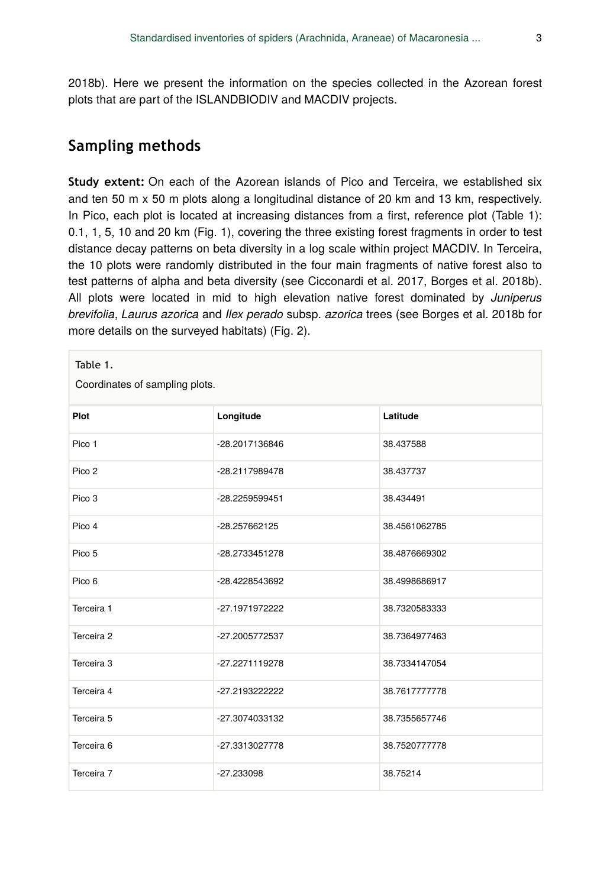2018b). Here we present the information on the species collected in the Azorean forest plots that are part of the ISLANDBIODIV and MACDIV projects.

## Sampling methods

**Study extent:** On each of the Azorean islands of Pico and Terceira, we established six and ten 50 m x 50 m plots along a longitudinal distance of 20 km and 13 km, respectively. In Pico, each plot is located at increasing distances from a first, reference plot (Table 1): 0.1, 1, 5, 10 and 20 km (Fig. 1), covering the three existing forest fragments in order to test distance decay patterns on beta diversity in a log scale within project MACDIV. In Terceira, the 10 plots were randomly distributed in the four main fragments of native forest also to test patterns of alpha and beta diversity (see Cicconardi et al. 2017, Borges et al. 2018b). All plots were located in mid to high elevation native forest dominated by *Juniperus brevifolia*, *Laurus azorica* and *Ilex perado* subsp. *azorica* trees (see Borges et al. 2018b for more details on the surveyed habitats) (Fig. 2).

Table 1.

Coordinates of sampling plots.

| Plot | Longitude | Latitude |
|---|---|---|
| Pico 1 | -28.2017136846 | 38.437588 |
| Pico 2 | -28.2117989478 | 38.437737 |
| Pico 3 | -28.2259599451 | 38.434491 |
| Pico 4 | -28.257662125 | 38.4561062785 |
| Pico 5 | -28.2733451278 | 38.4876669302 |
| Pico 6 | -28.4228543692 | 38.4998686917 |
| Terceira 1 | -27.1971972222 | 38.7320583333 |
| Terceira 2 | -27.2005772537 | 38.7364977463 |
| Terceira 3 | -27.2271119278 | 38.7334147054 |
| Terceira 4 | -27.2193222222 | 38.7617777778 |
| Terceira 5 | -27.3074033132 | 38.7355657746 |
| Terceira 6 | -27.3313027778 | 38.7520777778 |
| Terceira 7 | -27.233098 | 38.75214 |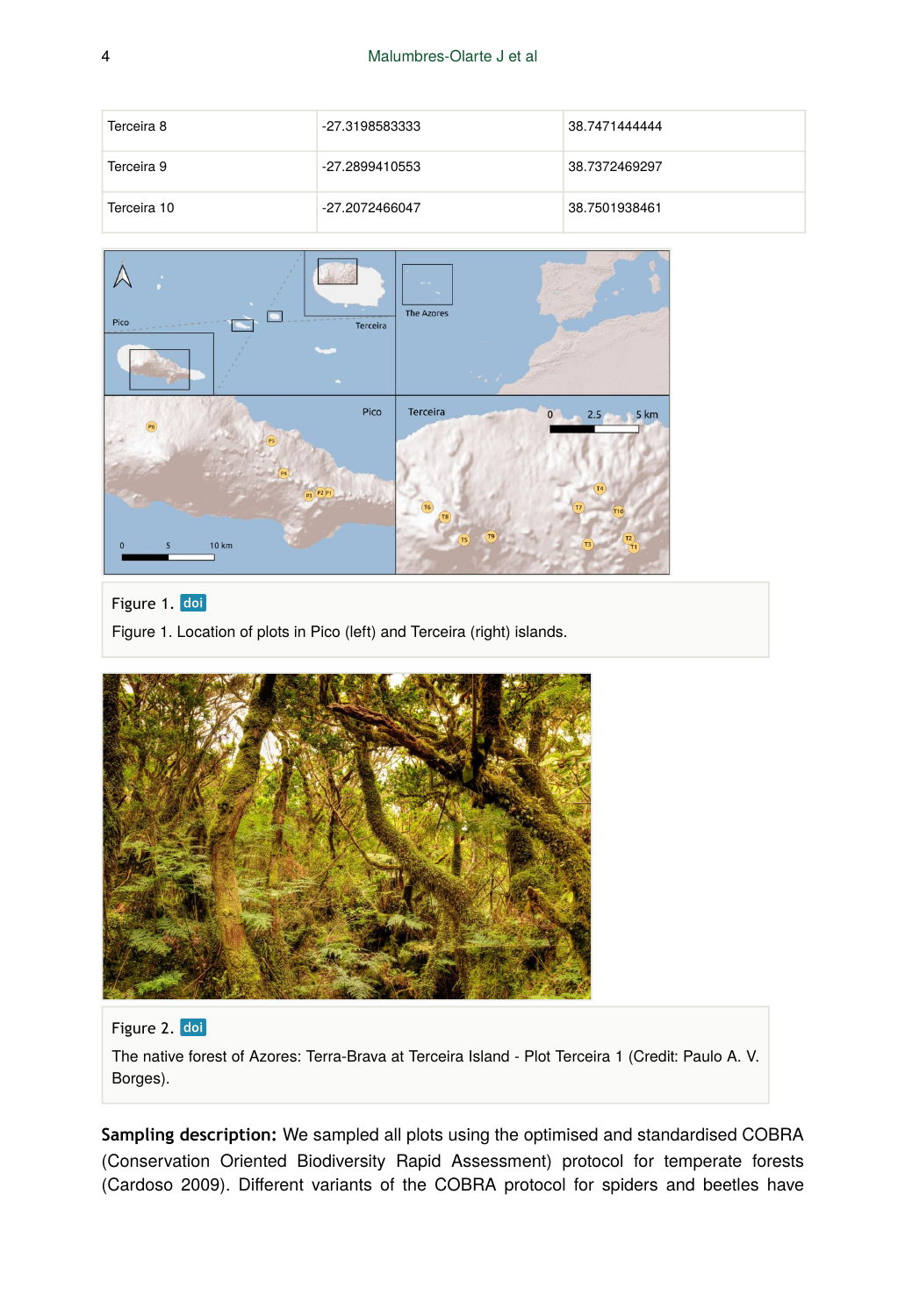| Terceira 8 | -27.3198583333 | 38.7471444444 |
|---|---|---|
| Terceira 9 | -27.2899410553 | 38.7372469297 |
| Terceira 10 | -27.2072466047 | 38.7501938461 |

Figure 1. doi

Figure 1. Location of plots in Pico (left) and Terceira (right) islands.

Figure 2. doi

The native forest of Azores: Terra-Brava at Terceira Island - Plot Terceira 1 (Credit: Paulo A. V. Borges).

**Sampling description:** We sampled all plots using the optimised and standardised COBRA (Conservation Oriented Biodiversity Rapid Assessment) protocol for temperate forests (Cardoso 2009). Different variants of the COBRA protocol for spiders and beetles have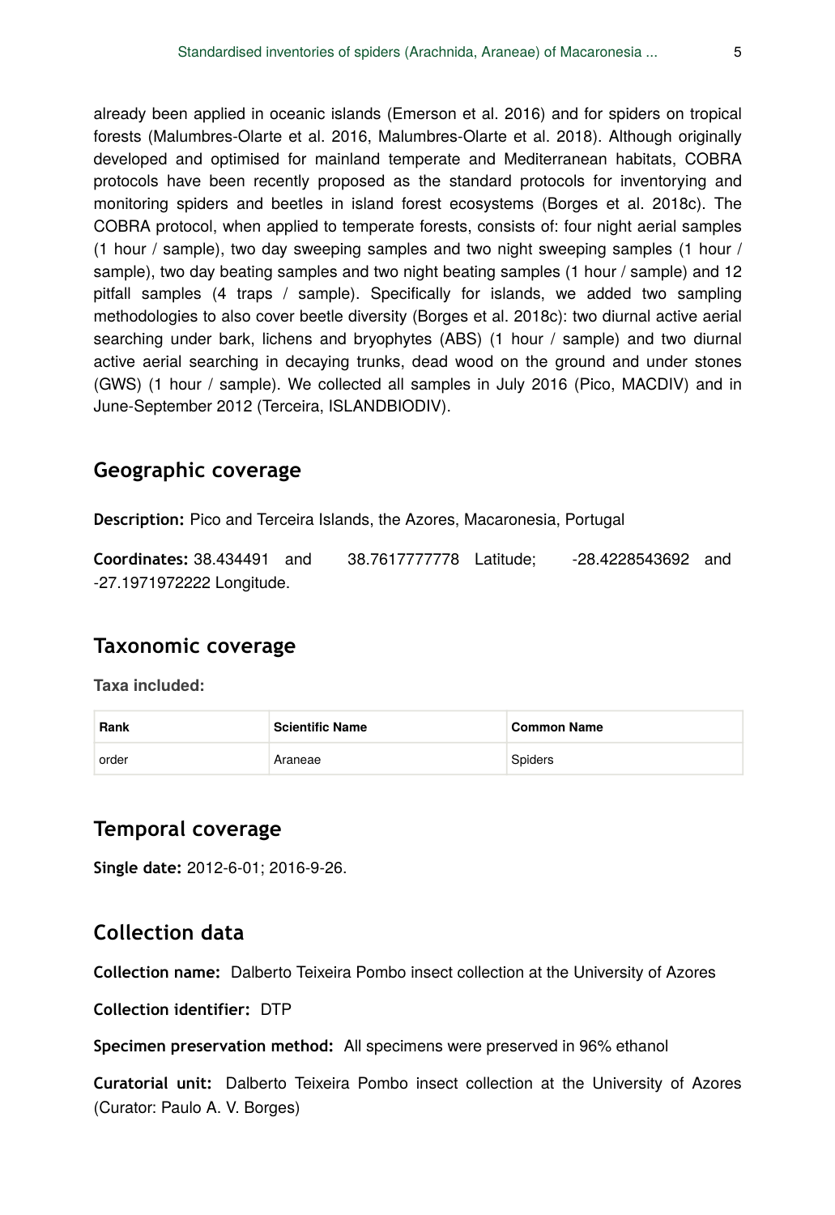already been applied in oceanic islands (Emerson et al. 2016) and for spiders on tropical forests (Malumbres-Olarte et al. 2016, Malumbres-Olarte et al. 2018). Although originally developed and optimised for mainland temperate and Mediterranean habitats, COBRA protocols have been recently proposed as the standard protocols for inventorying and monitoring spiders and beetles in island forest ecosystems (Borges et al. 2018c). The COBRA protocol, when applied to temperate forests, consists of: four night aerial samples (1 hour / sample), two day sweeping samples and two night sweeping samples (1 hour / sample), two day beating samples and two night beating samples (1 hour / sample) and 12 pitfall samples (4 traps / sample). Specifically for islands, we added two sampling methodologies to also cover beetle diversity (Borges et al. 2018c): two diurnal active aerial searching under bark, lichens and bryophytes (ABS) (1 hour / sample) and two diurnal active aerial searching in decaying trunks, dead wood on the ground and under stones (GWS) (1 hour / sample). We collected all samples in July 2016 (Pico, MACDIV) and in June-September 2012 (Terceira, ISLANDBIODIV).

## Geographic coverage

**Description:** Pico and Terceira Islands, the Azores, Macaronesia, Portugal

**Coordinates:** 38.434491 and 38.7617777778 Latitude; -28.4228543692 and -27.1971972222 Longitude.

## Taxonomic coverage

**Taxa included:**

| Rank | Scientific Name | Common Name |
|---|---|---|
| order | Araneae | Spiders |

## Temporal coverage

**Single date:** 2012-6-01; 2016-9-26.

## Collection data

**Collection name:** Dalberto Teixeira Pombo insect collection at the University of Azores

**Collection identifier:** DTP

**Specimen preservation method:** All specimens were preserved in 96% ethanol

**Curatorial unit:** Dalberto Teixeira Pombo insect collection at the University of Azores (Curator: Paulo A. V. Borges)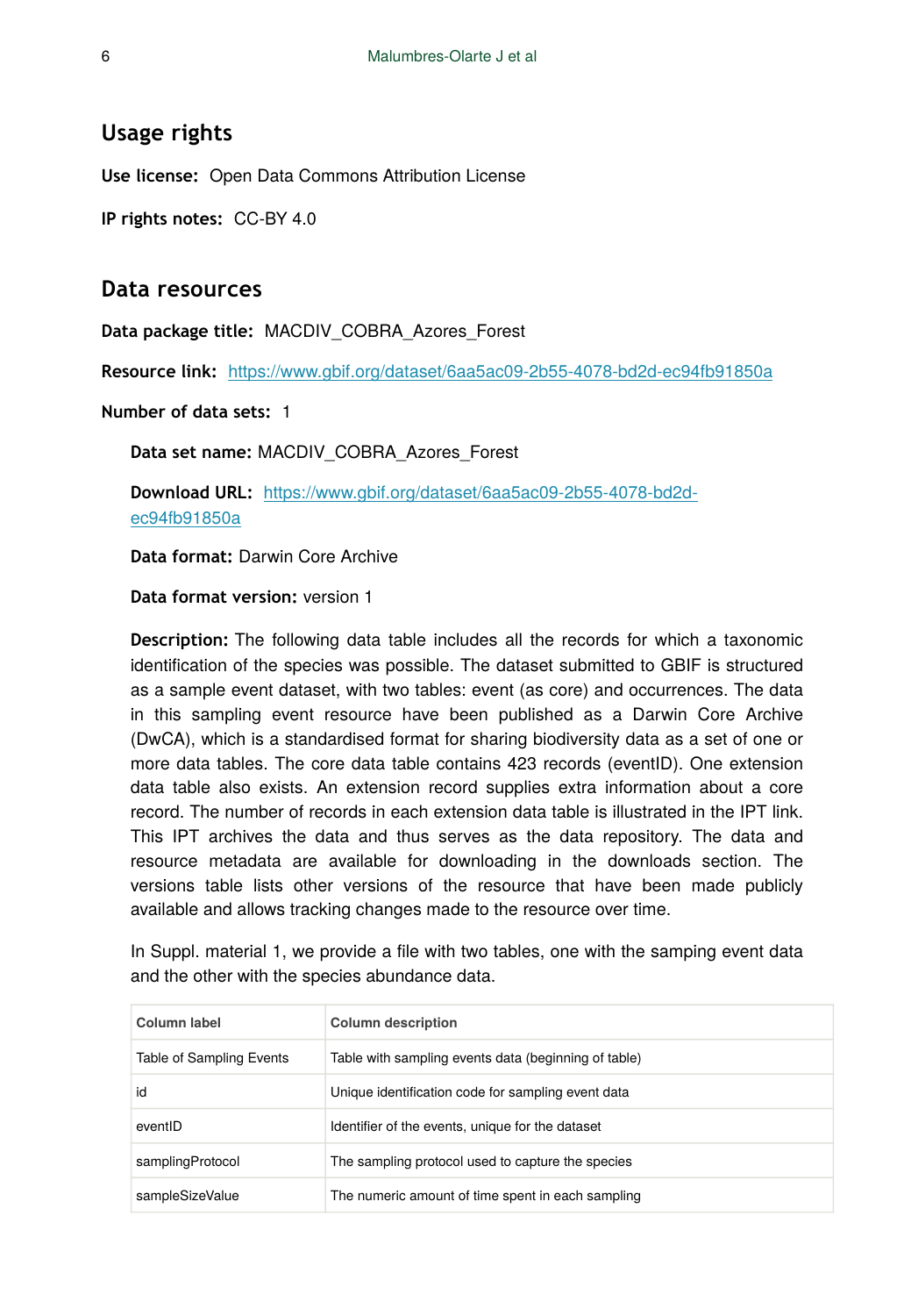## Usage rights

**Use license:** Open Data Commons Attribution License

**IP rights notes:** CC-BY 4.0

## Data resources

**Data package title:** MACDIV_COBRA_Azores_Forest

**Resource link:** https://www.gbif.org/dataset/6aa5ac09-2b55-4078-bd2d-ec94fb91850a

**Number of data sets:** 1

**Data set name:** MACDIV_COBRA_Azores_Forest

**Download URL:** https://www.gbif.org/dataset/6aa5ac09-2b55-4078-bd2d-ec94fb91850a

**Data format:** Darwin Core Archive

**Data format version:** version 1

**Description:** The following data table includes all the records for which a taxonomic identification of the species was possible. The dataset submitted to GBIF is structured as a sample event dataset, with two tables: event (as core) and occurrences. The data in this sampling event resource have been published as a Darwin Core Archive (DwCA), which is a standardised format for sharing biodiversity data as a set of one or more data tables. The core data table contains 423 records (eventID). One extension data table also exists. An extension record supplies extra information about a core record. The number of records in each extension data table is illustrated in the IPT link. This IPT archives the data and thus serves as the data repository. The data and resource metadata are available for downloading in the downloads section. The versions table lists other versions of the resource that have been made publicly available and allows tracking changes made to the resource over time.

In Suppl. material 1, we provide a file with two tables, one with the samping event data and the other with the species abundance data.

| Column label | Column description |
|---|---|
| Table of Sampling Events | Table with sampling events data (beginning of table) |
| id | Unique identification code for sampling event data |
| eventID | Identifier of the events, unique for the dataset |
| samplingProtocol | The sampling protocol used to capture the species |
| sampleSizeValue | The numeric amount of time spent in each sampling |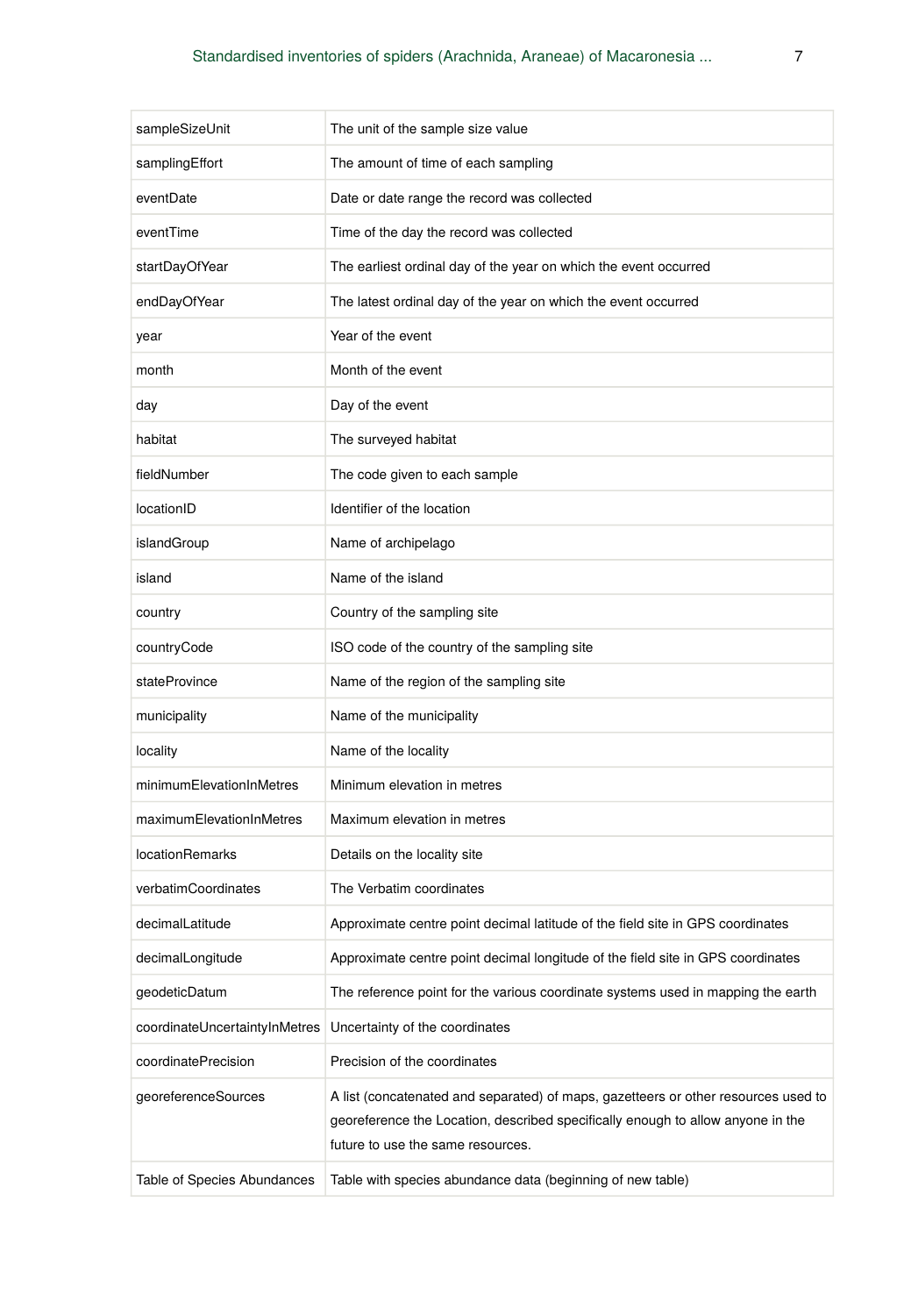| sampleSizeUnit | The unit of the sample size value |
|---|---|
| samplingEffort | The amount of time of each sampling |
| eventDate | Date or date range the record was collected |
| eventTime | Time of the day the record was collected |
| startDayOfYear | The earliest ordinal day of the year on which the event occurred |
| endDayOfYear | The latest ordinal day of the year on which the event occurred |
| year | Year of the event |
| month | Month of the event |
| day | Day of the event |
| habitat | The surveyed habitat |
| fieldNumber | The code given to each sample |
| locationID | Identifier of the location |
| islandGroup | Name of archipelago |
| island | Name of the island |
| country | Country of the sampling site |
| countryCode | ISO code of the country of the sampling site |
| stateProvince | Name of the region of the sampling site |
| municipality | Name of the municipality |
| locality | Name of the locality |
| minimumElevationInMetres | Minimum elevation in metres |
| maximumElevationInMetres | Maximum elevation in metres |
| locationRemarks | Details on the locality site |
| verbatimCoordinates | The Verbatim coordinates |
| decimalLatitude | Approximate centre point decimal latitude of the field site in GPS coordinates |
| decimalLongitude | Approximate centre point decimal longitude of the field site in GPS coordinates |
| geodeticDatum | The reference point for the various coordinate systems used in mapping the earth |
| coordinateUncertaintyInMetres | Uncertainty of the coordinates |
| coordinatePrecision | Precision of the coordinates |
| georeferenceSources | A list (concatenated and separated) of maps, gazetteers or other resources used to georeference the Location, described specifically enough to allow anyone in the future to use the same resources. |
| Table of Species Abundances | Table with species abundance data (beginning of new table) |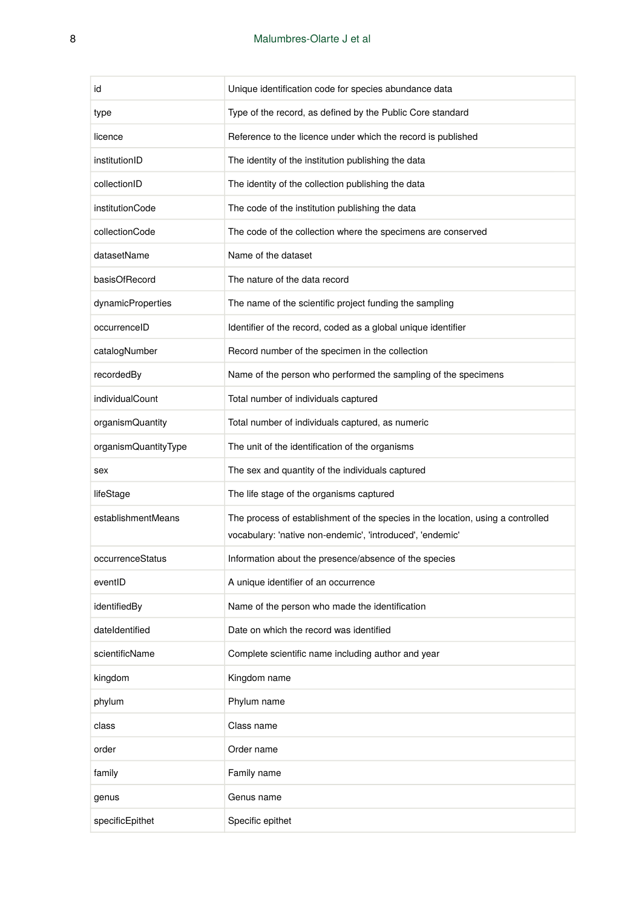| | |
|---|---|
| id | Unique identification code for species abundance data |
| type | Type of the record, as defined by the Public Core standard |
| licence | Reference to the licence under which the record is published |
| institutionID | The identity of the institution publishing the data |
| collectionID | The identity of the collection publishing the data |
| institutionCode | The code of the institution publishing the data |
| collectionCode | The code of the collection where the specimens are conserved |
| datasetName | Name of the dataset |
| basisOfRecord | The nature of the data record |
| dynamicProperties | The name of the scientific project funding the sampling |
| occurrenceID | Identifier of the record, coded as a global unique identifier |
| catalogNumber | Record number of the specimen in the collection |
| recordedBy | Name of the person who performed the sampling of the specimens |
| individualCount | Total number of individuals captured |
| organismQuantity | Total number of individuals captured, as numeric |
| organismQuantityType | The unit of the identification of the organisms |
| sex | The sex and quantity of the individuals captured |
| lifeStage | The life stage of the organisms captured |
| establishmentMeans | The process of establishment of the species in the location, using a controlled vocabulary: 'native non-endemic', 'introduced', 'endemic' |
| occurrenceStatus | Information about the presence/absence of the species |
| eventID | A unique identifier of an occurrence |
| identifiedBy | Name of the person who made the identification |
| dateIdentified | Date on which the record was identified |
| scientificName | Complete scientific name including author and year |
| kingdom | Kingdom name |
| phylum | Phylum name |
| class | Class name |
| order | Order name |
| family | Family name |
| genus | Genus name |
| specificEpithet | Specific epithet |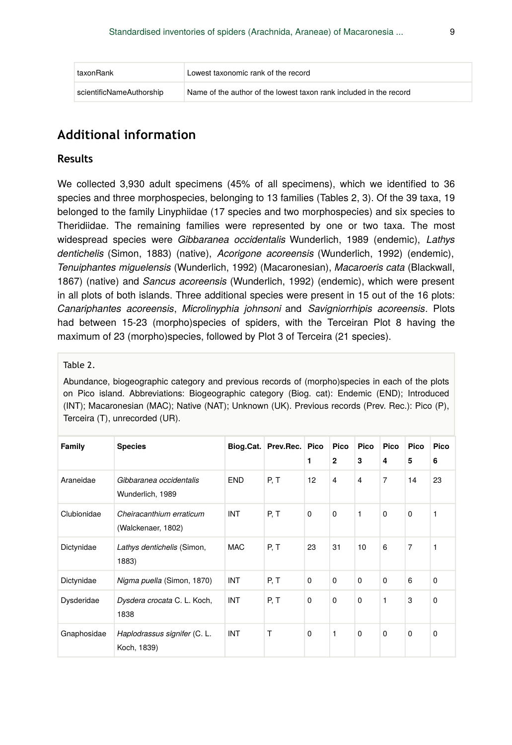| taxonRank | Lowest taxonomic rank of the record |
| --- | --- |
| scientificNameAuthorship | Name of the author of the lowest taxon rank included in the record |

## Additional information

### Results

We collected 3,930 adult specimens (45% of all specimens), which we identified to 36 species and three morphospecies, belonging to 13 families (Tables 2, 3). Of the 39 taxa, 19 belonged to the family Linyphiidae (17 species and two morphospecies) and six species to Theridiidae. The remaining families were represented by one or two taxa. The most widespread species were *Gibbaranea occidentalis* Wunderlich, 1989 (endemic), *Lathys dentichelis* (Simon, 1883) (native), *Acorigone acoreensis* (Wunderlich, 1992) (endemic), *Tenuiphantes miguelensis* (Wunderlich, 1992) (Macaronesian), *Macaroeris cata* (Blackwall, 1867) (native) and *Sancus acoreensis* (Wunderlich, 1992) (endemic), which were present in all plots of both islands. Three additional species were present in 15 out of the 16 plots: *Canariphantes acoreensis*, *Microlinyphia johnsoni* and *Savigniorrhipis acoreensis*. Plots had between 15-23 (morpho)species of spiders, with the Terceiran Plot 8 having the maximum of 23 (morpho)species, followed by Plot 3 of Terceira (21 species).

Table 2.

Abundance, biogeographic category and previous records of (morpho)species in each of the plots on Pico island. Abbreviations: Biogeographic category (Biog. cat): Endemic (END); Introduced (INT); Macaronesian (MAC); Native (NAT); Unknown (UK). Previous records (Prev. Rec.): Pico (P), Terceira (T), unrecorded (UR).

| Family | Species | Biog.Cat. | Prev.Rec. | Pico 1 | Pico 2 | Pico 3 | Pico 4 | Pico 5 | Pico 6 |
| --- | --- | --- | --- | --- | --- | --- | --- | --- | --- |
| Araneidae | *Gibbaranea occidentalis* Wunderlich, 1989 | END | P, T | 12 | 4 | 4 | 7 | 14 | 23 |
| Clubionidae | *Cheiracanthium erraticum* (Walckenaer, 1802) | INT | P, T | 0 | 0 | 1 | 0 | 0 | 1 |
| Dictynidae | *Lathys dentichelis* (Simon, 1883) | MAC | P, T | 23 | 31 | 10 | 6 | 7 | 1 |
| Dictynidae | *Nigma puella* (Simon, 1870) | INT | P, T | 0 | 0 | 0 | 0 | 6 | 0 |
| Dysderidae | *Dysdera crocata* C. L. Koch, 1838 | INT | P, T | 0 | 0 | 0 | 1 | 3 | 0 |
| Gnaphosidae | *Haplodrassus signifer* (C. L. Koch, 1839) | INT | T | 0 | 1 | 0 | 0 | 0 | 0 |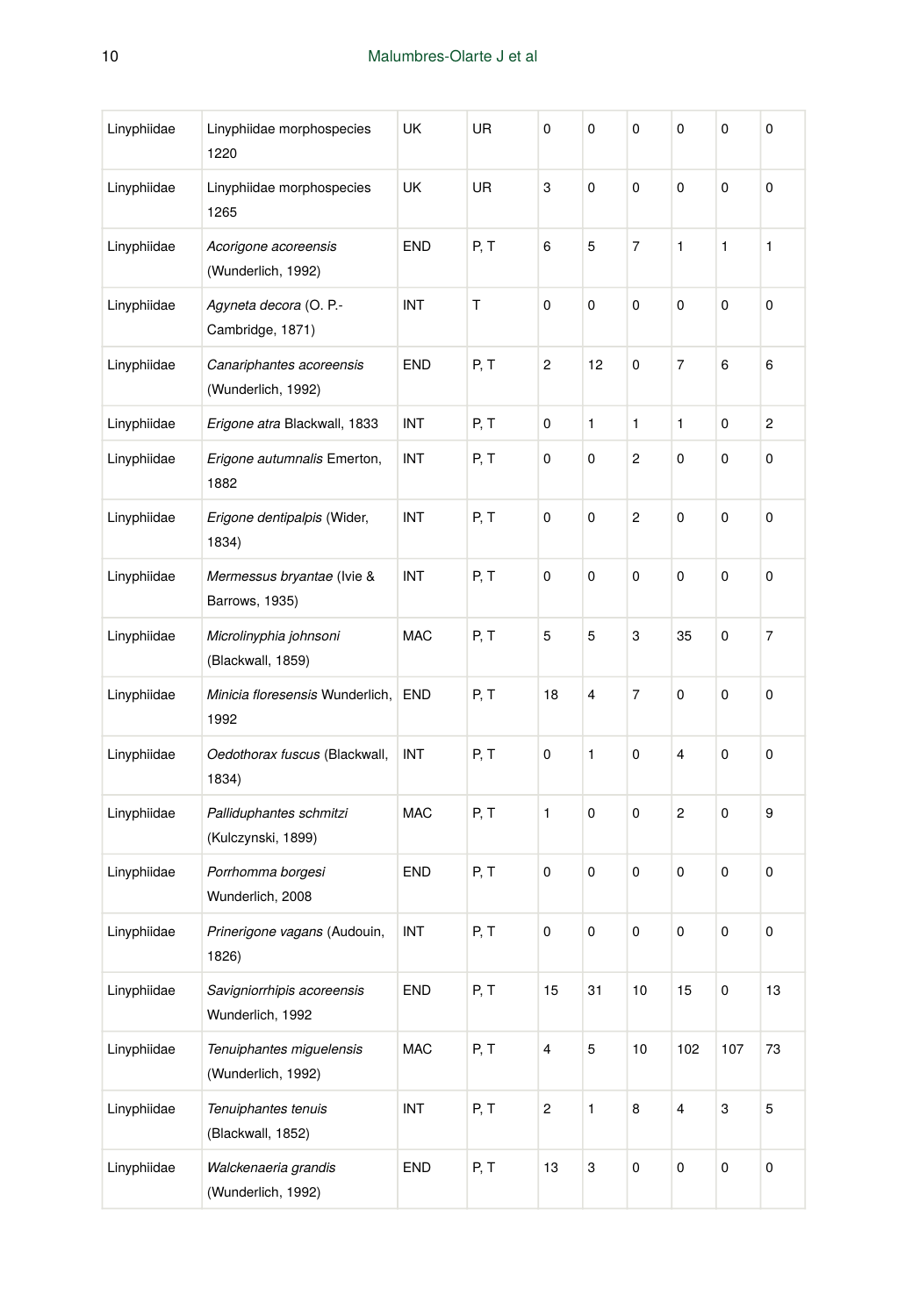| Linyphiidae | Linyphiidae morphospecies 1220 | UK | UR | 0 | 0 | 0 | 0 | 0 | 0 |
|---|---|---|---|---|---|---|---|---|---|
| Linyphiidae | Linyphiidae morphospecies 1265 | UK | UR | 3 | 0 | 0 | 0 | 0 | 0 |
| Linyphiidae | *Acorigone acoreensis* (Wunderlich, 1992) | END | P, T | 6 | 5 | 7 | 1 | 1 | 1 |
| Linyphiidae | *Agyneta decora* (O. P.-Cambridge, 1871) | INT | T | 0 | 0 | 0 | 0 | 0 | 0 |
| Linyphiidae | *Canariphantes acoreensis* (Wunderlich, 1992) | END | P, T | 2 | 12 | 0 | 7 | 6 | 6 |
| Linyphiidae | *Erigone atra* Blackwall, 1833 | INT | P, T | 0 | 1 | 1 | 1 | 0 | 2 |
| Linyphiidae | *Erigone autumnalis* Emerton, 1882 | INT | P, T | 0 | 0 | 2 | 0 | 0 | 0 |
| Linyphiidae | *Erigone dentipalpis* (Wider, 1834) | INT | P, T | 0 | 0 | 2 | 0 | 0 | 0 |
| Linyphiidae | *Mermessus bryantae* (Ivie & Barrows, 1935) | INT | P, T | 0 | 0 | 0 | 0 | 0 | 0 |
| Linyphiidae | *Microlinyphia johnsoni* (Blackwall, 1859) | MAC | P, T | 5 | 5 | 3 | 35 | 0 | 7 |
| Linyphiidae | *Minicia floresensis* Wunderlich, 1992 | END | P, T | 18 | 4 | 7 | 0 | 0 | 0 |
| Linyphiidae | *Oedothorax fuscus* (Blackwall, 1834) | INT | P, T | 0 | 1 | 0 | 4 | 0 | 0 |
| Linyphiidae | *Palliduphantes schmitzi* (Kulczynski, 1899) | MAC | P, T | 1 | 0 | 0 | 2 | 0 | 9 |
| Linyphiidae | *Porrhomma borgesi* Wunderlich, 2008 | END | P, T | 0 | 0 | 0 | 0 | 0 | 0 |
| Linyphiidae | *Prinerigone vagans* (Audouin, 1826) | INT | P, T | 0 | 0 | 0 | 0 | 0 | 0 |
| Linyphiidae | *Savigniorrhipis acoreensis* Wunderlich, 1992 | END | P, T | 15 | 31 | 10 | 15 | 0 | 13 |
| Linyphiidae | *Tenuiphantes miguelensis* (Wunderlich, 1992) | MAC | P, T | 4 | 5 | 10 | 102 | 107 | 73 |
| Linyphiidae | *Tenuiphantes tenuis* (Blackwall, 1852) | INT | P, T | 2 | 1 | 8 | 4 | 3 | 5 |
| Linyphiidae | *Walckenaeria grandis* (Wunderlich, 1992) | END | P, T | 13 | 3 | 0 | 0 | 0 | 0 |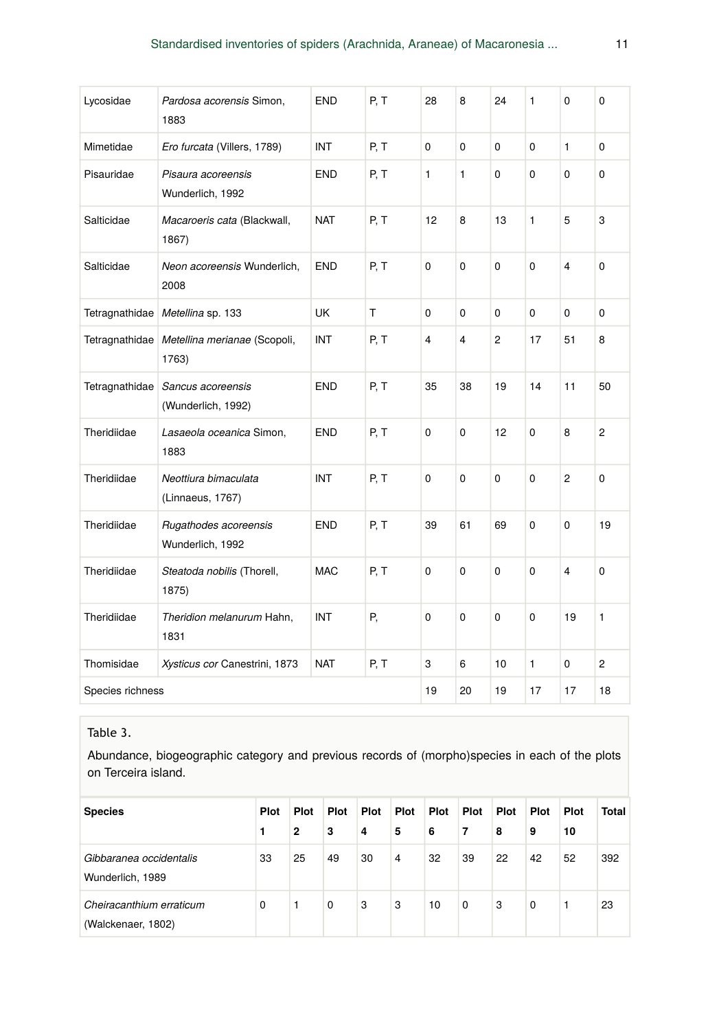| | | | | | | | | | |
|---|---|---|---|---|---|---|---|---|---|
| Lycosidae | *Pardosa acorensis* Simon, 1883 | END | P, T | 28 | 8 | 24 | 1 | 0 | 0 |
| Mimetidae | *Ero furcata* (Villers, 1789) | INT | P, T | 0 | 0 | 0 | 0 | 1 | 0 |
| Pisauridae | *Pisaura acoreensis* Wunderlich, 1992 | END | P, T | 1 | 1 | 0 | 0 | 0 | 0 |
| Salticidae | *Macaroeris cata* (Blackwall, 1867) | NAT | P, T | 12 | 8 | 13 | 1 | 5 | 3 |
| Salticidae | *Neon acoreensis* Wunderlich, 2008 | END | P, T | 0 | 0 | 0 | 0 | 4 | 0 |
| Tetragnathidae | *Metellina* sp. 133 | UK | T | 0 | 0 | 0 | 0 | 0 | 0 |
| Tetragnathidae | *Metellina merianae* (Scopoli, 1763) | INT | P, T | 4 | 4 | 2 | 17 | 51 | 8 |
| Tetragnathidae | *Sancus acoreensis* (Wunderlich, 1992) | END | P, T | 35 | 38 | 19 | 14 | 11 | 50 |
| Theridiidae | *Lasaeola oceanica* Simon, 1883 | END | P, T | 0 | 0 | 12 | 0 | 8 | 2 |
| Theridiidae | *Neottiura bimaculata* (Linnaeus, 1767) | INT | P, T | 0 | 0 | 0 | 0 | 2 | 0 |
| Theridiidae | *Rugathodes acoreensis* Wunderlich, 1992 | END | P, T | 39 | 61 | 69 | 0 | 0 | 19 |
| Theridiidae | *Steatoda nobilis* (Thorell, 1875) | MAC | P, T | 0 | 0 | 0 | 0 | 4 | 0 |
| Theridiidae | *Theridion melanurum* Hahn, 1831 | INT | P, | 0 | 0 | 0 | 0 | 19 | 1 |
| Thomisidae | *Xysticus cor* Canestrini, 1873 | NAT | P, T | 3 | 6 | 10 | 1 | 0 | 2 |
| Species richness | | | | 19 | 20 | 19 | 17 | 17 | 18 |

Table 3.

Abundance, biogeographic category and previous records of (morpho)species in each of the plots on Terceira island.

| **Species** | **Plot 1** | **Plot 2** | **Plot 3** | **Plot 4** | **Plot 5** | **Plot 6** | **Plot 7** | **Plot 8** | **Plot 9** | **Plot 10** | **Total** |
|---|---|---|---|---|---|---|---|---|---|---|---|
| *Gibbaranea occidentalis* Wunderlich, 1989 | 33 | 25 | 49 | 30 | 4 | 32 | 39 | 22 | 42 | 52 | 392 |
| *Cheiracanthium erraticum* (Walckenaer, 1802) | 0 | 1 | 0 | 3 | 3 | 10 | 0 | 3 | 0 | 1 | 23 |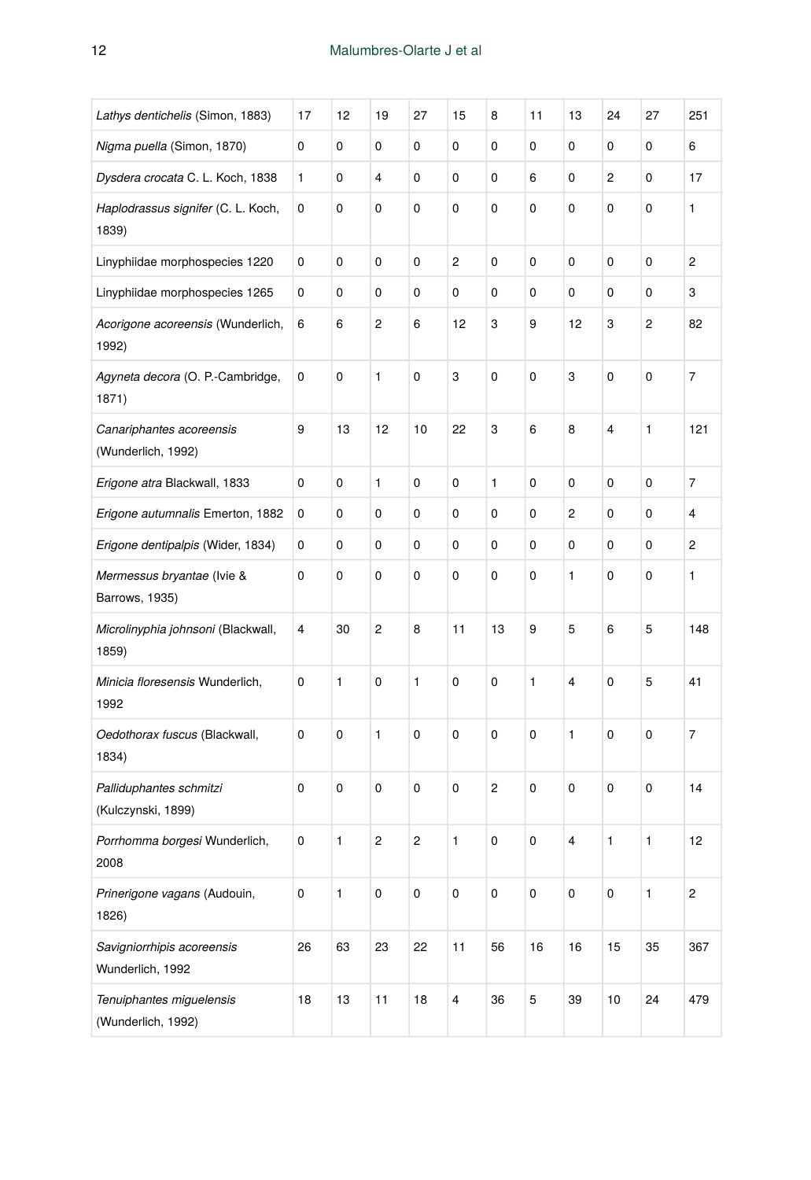| | | | | | | | | | | | |
|---|---|---|---|---|---|---|---|---|---|---|---|
| *Lathys dentichelis* (Simon, 1883) | 17 | 12 | 19 | 27 | 15 | 8 | 11 | 13 | 24 | 27 | 251 |
| *Nigma puella* (Simon, 1870) | 0 | 0 | 0 | 0 | 0 | 0 | 0 | 0 | 0 | 0 | 6 |
| *Dysdera crocata* C. L. Koch, 1838 | 1 | 0 | 4 | 0 | 0 | 0 | 6 | 0 | 2 | 0 | 17 |
| *Haplodrassus signifer* (C. L. Koch, 1839) | 0 | 0 | 0 | 0 | 0 | 0 | 0 | 0 | 0 | 0 | 1 |
| Linyphiidae morphospecies 1220 | 0 | 0 | 0 | 0 | 2 | 0 | 0 | 0 | 0 | 0 | 2 |
| Linyphiidae morphospecies 1265 | 0 | 0 | 0 | 0 | 0 | 0 | 0 | 0 | 0 | 0 | 3 |
| *Acorigone acoreensis* (Wunderlich, 1992) | 6 | 6 | 2 | 6 | 12 | 3 | 9 | 12 | 3 | 2 | 82 |
| *Agyneta decora* (O. P.-Cambridge, 1871) | 0 | 0 | 1 | 0 | 3 | 0 | 0 | 3 | 0 | 0 | 7 |
| *Canariphantes acoreensis* (Wunderlich, 1992) | 9 | 13 | 12 | 10 | 22 | 3 | 6 | 8 | 4 | 1 | 121 |
| *Erigone atra* Blackwall, 1833 | 0 | 0 | 1 | 0 | 0 | 1 | 0 | 0 | 0 | 0 | 7 |
| *Erigone autumnalis* Emerton, 1882 | 0 | 0 | 0 | 0 | 0 | 0 | 0 | 2 | 0 | 0 | 4 |
| *Erigone dentipalpis* (Wider, 1834) | 0 | 0 | 0 | 0 | 0 | 0 | 0 | 0 | 0 | 0 | 2 |
| *Mermessus bryantae* (Ivie & Barrows, 1935) | 0 | 0 | 0 | 0 | 0 | 0 | 0 | 1 | 0 | 0 | 1 |
| *Microlinyphia johnsoni* (Blackwall, 1859) | 4 | 30 | 2 | 8 | 11 | 13 | 9 | 5 | 6 | 5 | 148 |
| *Minicia floresensis* Wunderlich, 1992 | 0 | 1 | 0 | 1 | 0 | 0 | 1 | 4 | 0 | 5 | 41 |
| *Oedothorax fuscus* (Blackwall, 1834) | 0 | 0 | 1 | 0 | 0 | 0 | 0 | 1 | 0 | 0 | 7 |
| *Palliduphantes schmitzi* (Kulczynski, 1899) | 0 | 0 | 0 | 0 | 0 | 2 | 0 | 0 | 0 | 0 | 14 |
| *Porrhomma borgesi* Wunderlich, 2008 | 0 | 1 | 2 | 2 | 1 | 0 | 0 | 4 | 1 | 1 | 12 |
| *Prinerigone vagans* (Audouin, 1826) | 0 | 1 | 0 | 0 | 0 | 0 | 0 | 0 | 0 | 1 | 2 |
| *Savigniorrhipis acoreensis* Wunderlich, 1992 | 26 | 63 | 23 | 22 | 11 | 56 | 16 | 16 | 15 | 35 | 367 |
| *Tenuiphantes miguelensis* (Wunderlich, 1992) | 18 | 13 | 11 | 18 | 4 | 36 | 5 | 39 | 10 | 24 | 479 |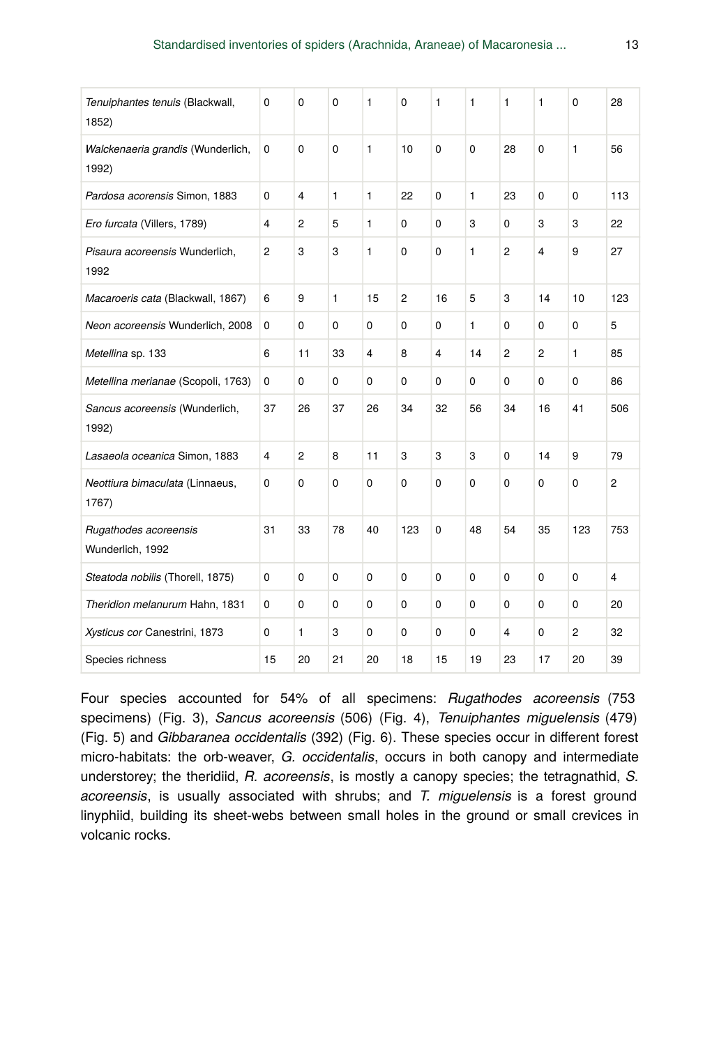| | | | | | | | | | | | |
|---|---|---|---|---|---|---|---|---|---|---|---|
| *Tenuiphantes tenuis* (Blackwall, 1852) | 0 | 0 | 0 | 1 | 0 | 1 | 1 | 1 | 1 | 0 | 28 |
| *Walckenaeria grandis* (Wunderlich, 1992) | 0 | 0 | 0 | 1 | 10 | 0 | 0 | 28 | 0 | 1 | 56 |
| *Pardosa acorensis* Simon, 1883 | 0 | 4 | 1 | 1 | 22 | 0 | 1 | 23 | 0 | 0 | 113 |
| *Ero furcata* (Villers, 1789) | 4 | 2 | 5 | 1 | 0 | 0 | 3 | 0 | 3 | 3 | 22 |
| *Pisaura acoreensis* Wunderlich, 1992 | 2 | 3 | 3 | 1 | 0 | 0 | 1 | 2 | 4 | 9 | 27 |
| *Macaroeris cata* (Blackwall, 1867) | 6 | 9 | 1 | 15 | 2 | 16 | 5 | 3 | 14 | 10 | 123 |
| *Neon acoreensis* Wunderlich, 2008 | 0 | 0 | 0 | 0 | 0 | 0 | 1 | 0 | 0 | 0 | 5 |
| *Metellina* sp. 133 | 6 | 11 | 33 | 4 | 8 | 4 | 14 | 2 | 2 | 1 | 85 |
| *Metellina merianae* (Scopoli, 1763) | 0 | 0 | 0 | 0 | 0 | 0 | 0 | 0 | 0 | 0 | 86 |
| *Sancus acoreensis* (Wunderlich, 1992) | 37 | 26 | 37 | 26 | 34 | 32 | 56 | 34 | 16 | 41 | 506 |
| *Lasaeola oceanica* Simon, 1883 | 4 | 2 | 8 | 11 | 3 | 3 | 3 | 0 | 14 | 9 | 79 |
| *Neottiura bimaculata* (Linnaeus, 1767) | 0 | 0 | 0 | 0 | 0 | 0 | 0 | 0 | 0 | 0 | 2 |
| *Rugathodes acoreensis* Wunderlich, 1992 | 31 | 33 | 78 | 40 | 123 | 0 | 48 | 54 | 35 | 123 | 753 |
| *Steatoda nobilis* (Thorell, 1875) | 0 | 0 | 0 | 0 | 0 | 0 | 0 | 0 | 0 | 0 | 4 |
| *Theridion melanurum* Hahn, 1831 | 0 | 0 | 0 | 0 | 0 | 0 | 0 | 0 | 0 | 0 | 20 |
| *Xysticus cor* Canestrini, 1873 | 0 | 1 | 3 | 0 | 0 | 0 | 0 | 4 | 0 | 2 | 32 |
| Species richness | 15 | 20 | 21 | 20 | 18 | 15 | 19 | 23 | 17 | 20 | 39 |

Four species accounted for 54% of all specimens: *Rugathodes acoreensis* (753 specimens) (Fig. 3), *Sancus acoreensis* (506) (Fig. 4), *Tenuiphantes miguelensis* (479) (Fig. 5) and *Gibbaranea occidentalis* (392) (Fig. 6). These species occur in different forest micro-habitats: the orb-weaver, *G. occidentalis*, occurs in both canopy and intermediate understorey; the theridiid, *R. acoreensis*, is mostly a canopy species; the tetragnathid, *S. acoreensis*, is usually associated with shrubs; and *T. miguelensis* is a forest ground linyphiid, building its sheet-webs between small holes in the ground or small crevices in volcanic rocks.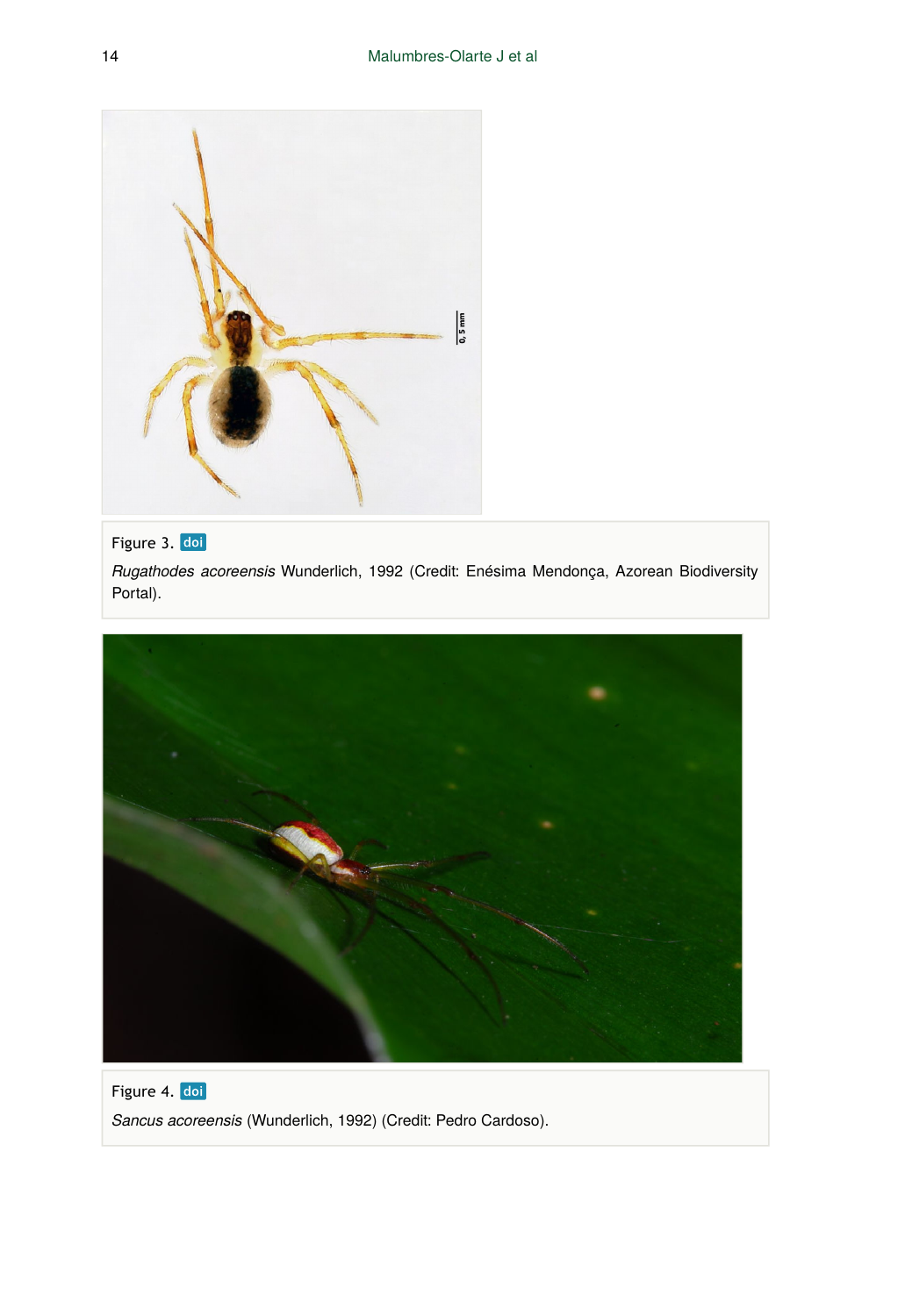Figure 3. doi

*Rugathodes acoreensis* Wunderlich, 1992 (Credit: Enésima Mendonça, Azorean Biodiversity Portal).

Figure 4. doi

*Sancus acoreensis* (Wunderlich, 1992) (Credit: Pedro Cardoso).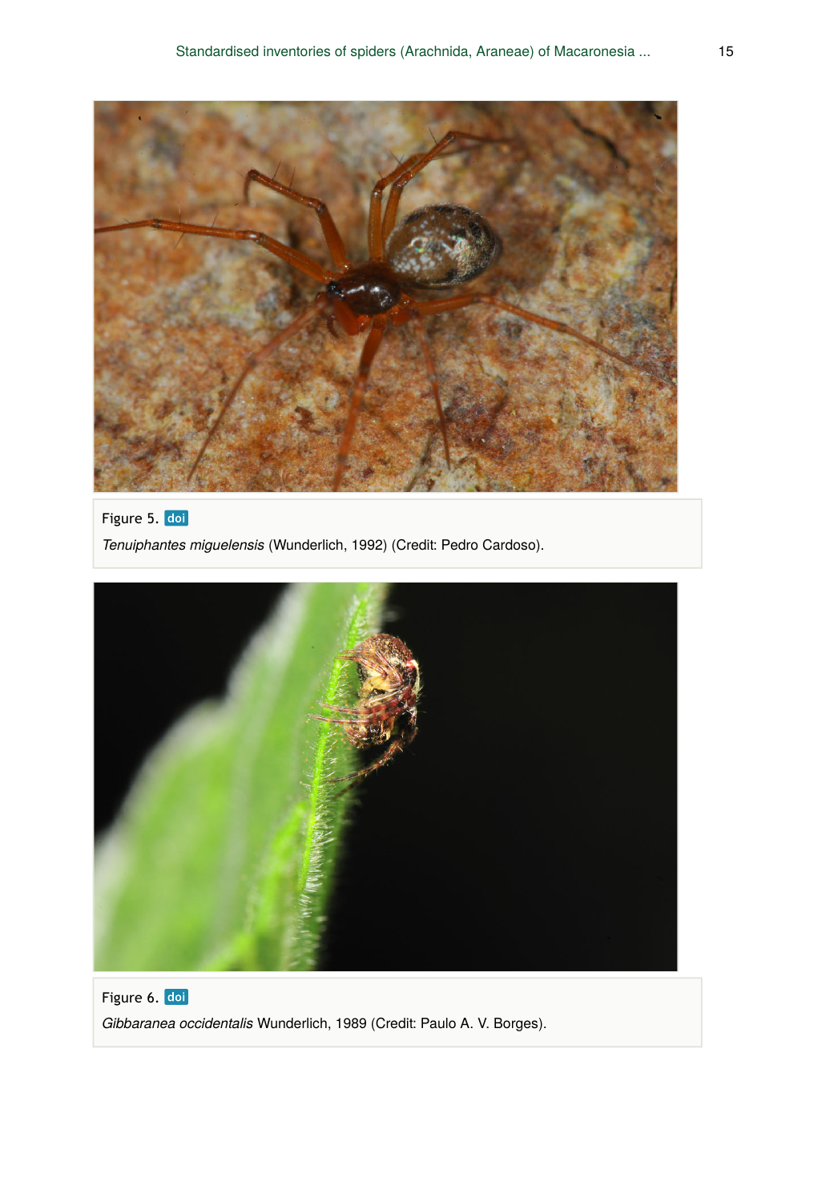Figure 5. doi

*Tenuiphantes miguelensis* (Wunderlich, 1992) (Credit: Pedro Cardoso).

Figure 6. doi

*Gibbaranea occidentalis* Wunderlich, 1989 (Credit: Paulo A. V. Borges).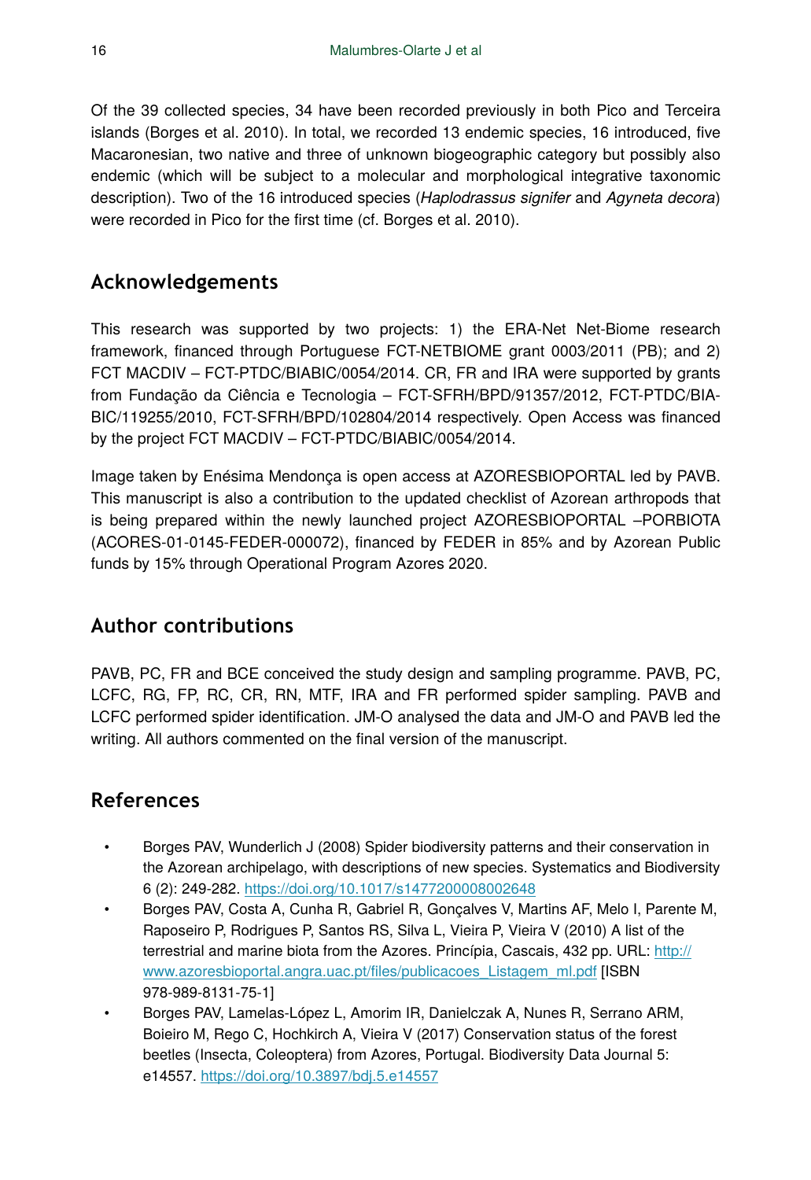Of the 39 collected species, 34 have been recorded previously in both Pico and Terceira islands (Borges et al. 2010). In total, we recorded 13 endemic species, 16 introduced, five Macaronesian, two native and three of unknown biogeographic category but possibly also endemic (which will be subject to a molecular and morphological integrative taxonomic description). Two of the 16 introduced species (*Haplodrassus signifer* and *Agyneta decora*) were recorded in Pico for the first time (cf. Borges et al. 2010).

## Acknowledgements

This research was supported by two projects: 1) the ERA-Net Net-Biome research framework, financed through Portuguese FCT-NETBIOME grant 0003/2011 (PB); and 2) FCT MACDIV – FCT-PTDC/BIABIC/0054/2014. CR, FR and IRA were supported by grants from Fundação da Ciência e Tecnologia – FCT-SFRH/BPD/91357/2012, FCT-PTDC/BIA-BIC/119255/2010, FCT-SFRH/BPD/102804/2014 respectively. Open Access was financed by the project FCT MACDIV – FCT-PTDC/BIABIC/0054/2014.

Image taken by Enésima Mendonça is open access at AZORESBIOPORTAL led by PAVB. This manuscript is also a contribution to the updated checklist of Azorean arthropods that is being prepared within the newly launched project AZORESBIOPORTAL –PORBIOTA (ACORES-01-0145-FEDER-000072), financed by FEDER in 85% and by Azorean Public funds by 15% through Operational Program Azores 2020.

## Author contributions

PAVB, PC, FR and BCE conceived the study design and sampling programme. PAVB, PC, LCFC, RG, FP, RC, CR, RN, MTF, IRA and FR performed spider sampling. PAVB and LCFC performed spider identification. JM-O analysed the data and JM-O and PAVB led the writing. All authors commented on the final version of the manuscript.

## References

- Borges PAV, Wunderlich J (2008) Spider biodiversity patterns and their conservation in the Azorean archipelago, with descriptions of new species. Systematics and Biodiversity 6 (2): 249-282. https://doi.org/10.1017/s1477200008002648
- Borges PAV, Costa A, Cunha R, Gabriel R, Gonçalves V, Martins AF, Melo I, Parente M, Raposeiro P, Rodrigues P, Santos RS, Silva L, Vieira P, Vieira V (2010) A list of the terrestrial and marine biota from the Azores. Princípia, Cascais, 432 pp. URL: http://www.azoresbioportal.angra.uac.pt/files/publicacoes_Listagem_ml.pdf [ISBN 978-989-8131-75-1]
- Borges PAV, Lamelas-López L, Amorim IR, Danielczak A, Nunes R, Serrano ARM, Boieiro M, Rego C, Hochkirch A, Vieira V (2017) Conservation status of the forest beetles (Insecta, Coleoptera) from Azores, Portugal. Biodiversity Data Journal 5: e14557. https://doi.org/10.3897/bdj.5.e14557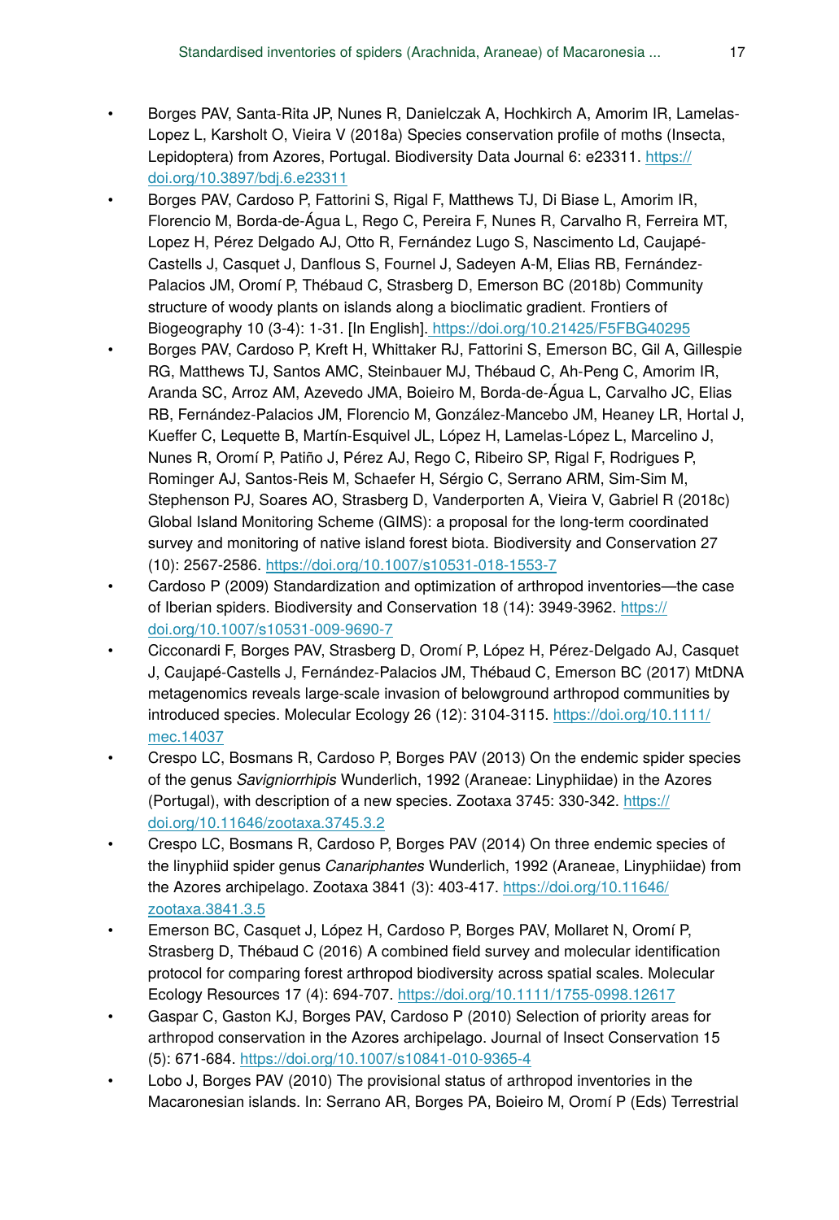- Borges PAV, Santa-Rita JP, Nunes R, Danielczak A, Hochkirch A, Amorim IR, Lamelas-Lopez L, Karsholt O, Vieira V (2018a) Species conservation profile of moths (Insecta, Lepidoptera) from Azores, Portugal. Biodiversity Data Journal 6: e23311. https://doi.org/10.3897/bdj.6.e23311
- Borges PAV, Cardoso P, Fattorini S, Rigal F, Matthews TJ, Di Biase L, Amorim IR, Florencio M, Borda-de-Água L, Rego C, Pereira F, Nunes R, Carvalho R, Ferreira MT, Lopez H, Pérez Delgado AJ, Otto R, Fernández Lugo S, Nascimento Ld, Caujapé-Castells J, Casquet J, Danflous S, Fournel J, Sadeyen A-M, Elias RB, Fernández-Palacios JM, Oromí P, Thébaud C, Strasberg D, Emerson BC (2018b) Community structure of woody plants on islands along a bioclimatic gradient. Frontiers of Biogeography 10 (3-4): 1-31. [In English]. https://doi.org/10.21425/F5FBG40295
- Borges PAV, Cardoso P, Kreft H, Whittaker RJ, Fattorini S, Emerson BC, Gil A, Gillespie RG, Matthews TJ, Santos AMC, Steinbauer MJ, Thébaud C, Ah-Peng C, Amorim IR, Aranda SC, Arroz AM, Azevedo JMA, Boieiro M, Borda-de-Água L, Carvalho JC, Elias RB, Fernández-Palacios JM, Florencio M, González-Mancebo JM, Heaney LR, Hortal J, Kueffer C, Lequette B, Martín-Esquivel JL, López H, Lamelas-López L, Marcelino J, Nunes R, Oromí P, Patiño J, Pérez AJ, Rego C, Ribeiro SP, Rigal F, Rodrigues P, Rominger AJ, Santos-Reis M, Schaefer H, Sérgio C, Serrano ARM, Sim-Sim M, Stephenson PJ, Soares AO, Strasberg D, Vanderporten A, Vieira V, Gabriel R (2018c) Global Island Monitoring Scheme (GIMS): a proposal for the long-term coordinated survey and monitoring of native island forest biota. Biodiversity and Conservation 27 (10): 2567-2586. https://doi.org/10.1007/s10531-018-1553-7
- Cardoso P (2009) Standardization and optimization of arthropod inventories—the case of Iberian spiders. Biodiversity and Conservation 18 (14): 3949-3962. https://doi.org/10.1007/s10531-009-9690-7
- Cicconardi F, Borges PAV, Strasberg D, Oromí P, López H, Pérez-Delgado AJ, Casquet J, Caujapé-Castells J, Fernández-Palacios JM, Thébaud C, Emerson BC (2017) MtDNA metagenomics reveals large-scale invasion of belowground arthropod communities by introduced species. Molecular Ecology 26 (12): 3104-3115. https://doi.org/10.1111/mec.14037
- Crespo LC, Bosmans R, Cardoso P, Borges PAV (2013) On the endemic spider species of the genus *Savigniorrhipis* Wunderlich, 1992 (Araneae: Linyphiidae) in the Azores (Portugal), with description of a new species. Zootaxa 3745: 330-342. https://doi.org/10.11646/zootaxa.3745.3.2
- Crespo LC, Bosmans R, Cardoso P, Borges PAV (2014) On three endemic species of the linyphiid spider genus *Canariphantes* Wunderlich, 1992 (Araneae, Linyphiidae) from the Azores archipelago. Zootaxa 3841 (3): 403-417. https://doi.org/10.11646/zootaxa.3841.3.5
- Emerson BC, Casquet J, López H, Cardoso P, Borges PAV, Mollaret N, Oromí P, Strasberg D, Thébaud C (2016) A combined field survey and molecular identification protocol for comparing forest arthropod biodiversity across spatial scales. Molecular Ecology Resources 17 (4): 694-707. https://doi.org/10.1111/1755-0998.12617
- Gaspar C, Gaston KJ, Borges PAV, Cardoso P (2010) Selection of priority areas for arthropod conservation in the Azores archipelago. Journal of Insect Conservation 15 (5): 671-684. https://doi.org/10.1007/s10841-010-9365-4
- Lobo J, Borges PAV (2010) The provisional status of arthropod inventories in the Macaronesian islands. In: Serrano AR, Borges PA, Boieiro M, Oromí P (Eds) Terrestrial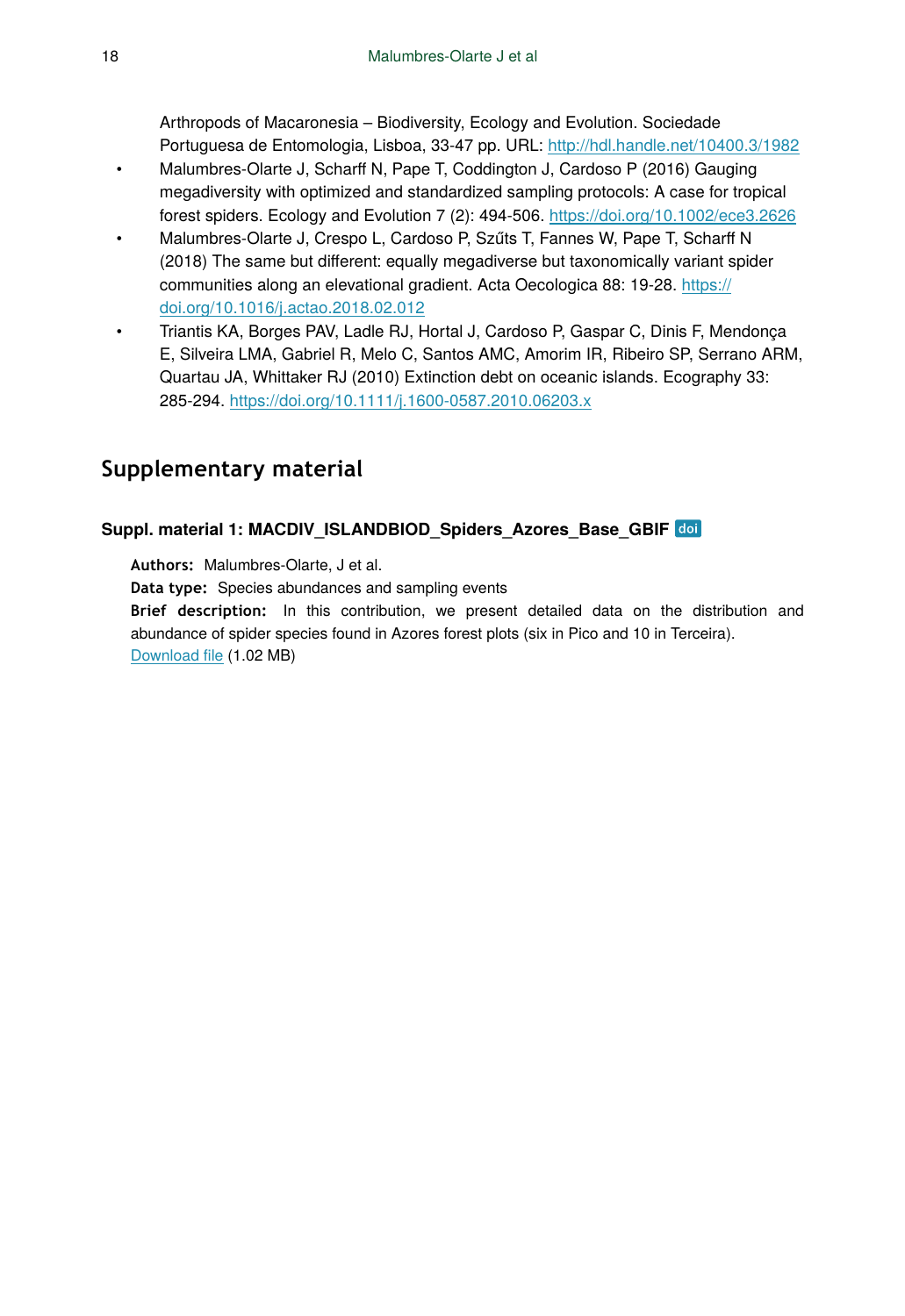Arthropods of Macaronesia – Biodiversity, Ecology and Evolution. Sociedade Portuguesa de Entomologia, Lisboa, 33-47 pp. URL: http://hdl.handle.net/10400.3/1982

- Malumbres-Olarte J, Scharff N, Pape T, Coddington J, Cardoso P (2016) Gauging megadiversity with optimized and standardized sampling protocols: A case for tropical forest spiders. Ecology and Evolution 7 (2): 494-506. https://doi.org/10.1002/ece3.2626
- Malumbres-Olarte J, Crespo L, Cardoso P, Szűts T, Fannes W, Pape T, Scharff N (2018) The same but different: equally megadiverse but taxonomically variant spider communities along an elevational gradient. Acta Oecologica 88: 19-28. https://doi.org/10.1016/j.actao.2018.02.012
- Triantis KA, Borges PAV, Ladle RJ, Hortal J, Cardoso P, Gaspar C, Dinis F, Mendonça E, Silveira LMA, Gabriel R, Melo C, Santos AMC, Amorim IR, Ribeiro SP, Serrano ARM, Quartau JA, Whittaker RJ (2010) Extinction debt on oceanic islands. Ecography 33: 285-294. https://doi.org/10.1111/j.1600-0587.2010.06203.x

## Supplementary material

### Suppl. material 1: MACDIV_ISLANDBIOD_Spiders_Azores_Base_GBIF doi

**Authors:** Malumbres-Olarte, J et al.

**Data type:** Species abundances and sampling events

**Brief description:** In this contribution, we present detailed data on the distribution and abundance of spider species found in Azores forest plots (six in Pico and 10 in Terceira).

Download file (1.02 MB)